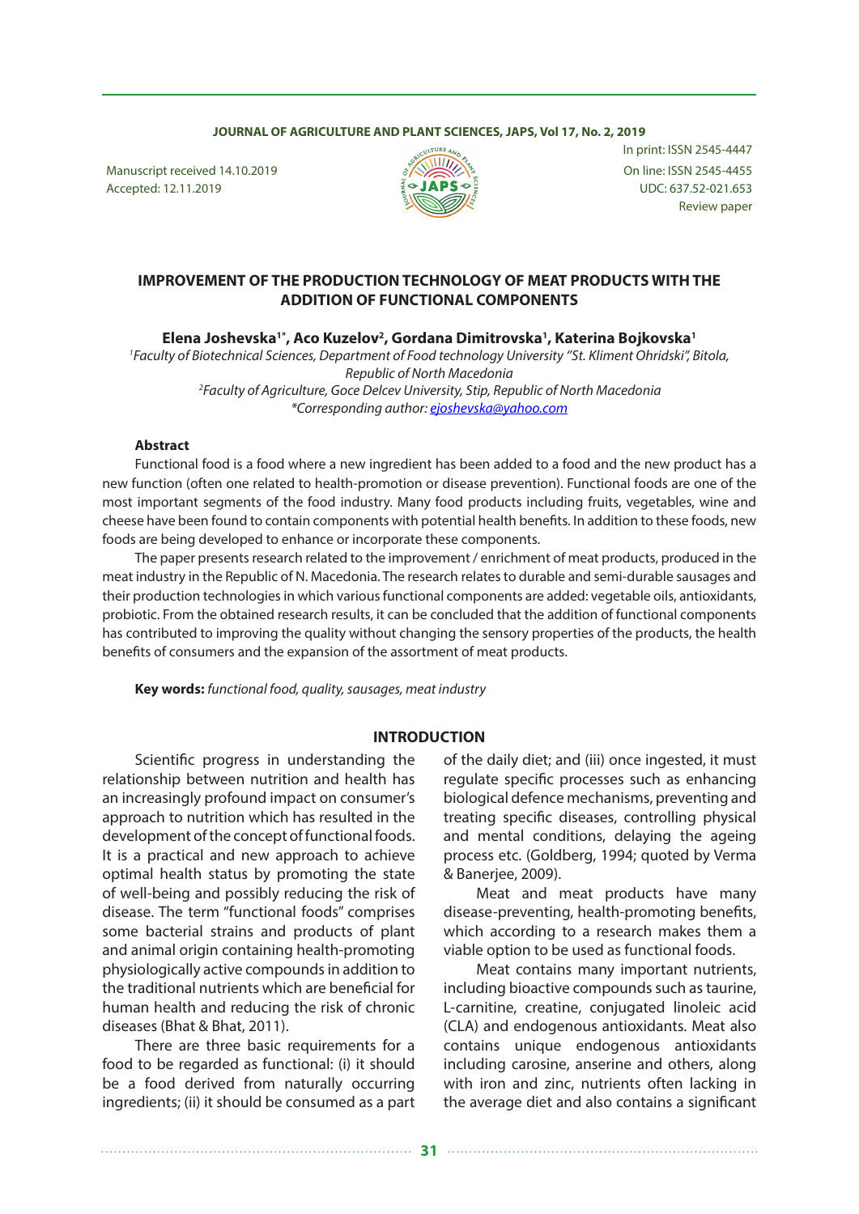Manuscript received 14.10.2019
Accepted: 12.11.2019

In print: ISSN 2545-4447
On line: ISSN 2545-4455
UDC: 637.52-021.653
Review paper

# IMPROVEMENT OF THE PRODUCTION TECHNOLOGY OF MEAT PRODUCTS WITH THE ADDITION OF FUNCTIONAL COMPONENTS

**Elena Joshevska[1*], Aco Kuzelov[2], Gordana Dimitrovska[1], Katerina Bojkovska[1]**

*[1]Faculty of Biotechnical Sciences, Department of Food technology University "St. Kliment Ohridski", Bitola, Republic of North Macedonia*
*[2]Faculty of Agriculture, Goce Delcev University, Stip, Republic of North Macedonia*
*\*Corresponding author: ejoshevska@yahoo.com*

**Abstract**

Functional food is a food where a new ingredient has been added to a food and the new product has a new function (often one related to health-promotion or disease prevention). Functional foods are one of the most important segments of the food industry. Many food products including fruits, vegetables, wine and cheese have been found to contain components with potential health benefits. In addition to these foods, new foods are being developed to enhance or incorporate these components.

The paper presents research related to the improvement / enrichment of meat products, produced in the meat industry in the Republic of N. Macedonia. The research relates to durable and semi-durable sausages and their production technologies in which various functional components are added: vegetable oils, antioxidants, probiotic. From the obtained research results, it can be concluded that the addition of functional components has contributed to improving the quality without changing the sensory properties of the products, the health benefits of consumers and the expansion of the assortment of meat products.

**Key words:** *functional food, quality, sausages, meat industry*

## INTRODUCTION

Scientific progress in understanding the relationship between nutrition and health has an increasingly profound impact on consumer's approach to nutrition which has resulted in the development of the concept of functional foods. It is a practical and new approach to achieve optimal health status by promoting the state of well-being and possibly reducing the risk of disease. The term "functional foods" comprises some bacterial strains and products of plant and animal origin containing health-promoting physiologically active compounds in addition to the traditional nutrients which are beneficial for human health and reducing the risk of chronic diseases (Bhat & Bhat, 2011).

There are three basic requirements for a food to be regarded as functional: (i) it should be a food derived from naturally occurring ingredients; (ii) it should be consumed as a part of the daily diet; and (iii) once ingested, it must regulate specific processes such as enhancing biological defence mechanisms, preventing and treating specific diseases, controlling physical and mental conditions, delaying the ageing process etc. (Goldberg, 1994; quoted by Verma & Banerjee, 2009).

Meat and meat products have many disease-preventing, health-promoting benefits, which according to a research makes them a viable option to be used as functional foods.

Meat contains many important nutrients, including bioactive compounds such as taurine, L-carnitine, creatine, conjugated linoleic acid (CLA) and endogenous antioxidants. Meat also contains unique endogenous antioxidants including carosine, anserine and others, along with iron and zinc, nutrients often lacking in the average diet and also contains a significant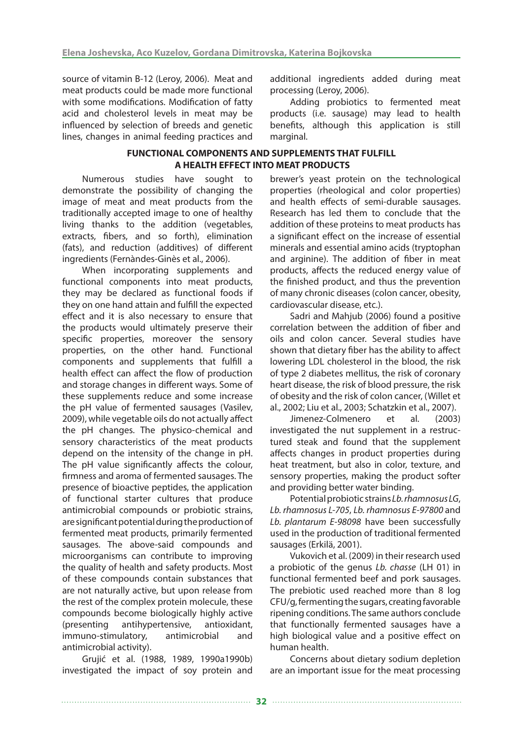source of vitamin B-12 (Leroy, 2006). Meat and meat products could be made more functional with some modifications. Modification of fatty acid and cholesterol levels in meat may be influenced by selection of breeds and genetic lines, changes in animal feeding practices and additional ingredients added during meat processing (Leroy, 2006).

Adding probiotics to fermented meat products (i.e. sausage) may lead to health benefits, although this application is still marginal.

## FUNCTIONAL COMPONENTS AND SUPPLEMENTS THAT FULFILL A HEALTH EFFECT INTO MEAT PRODUCTS

Numerous studies have sought to demonstrate the possibility of changing the image of meat and meat products from the traditionally accepted image to one of healthy living thanks to the addition (vegetables, extracts, fibers, and so forth), elimination (fats), and reduction (additives) of different ingredients (Fernàndes-Ginès et al., 2006).

When incorporating supplements and functional components into meat products, they may be declared as functional foods if they on one hand attain and fulfill the expected effect and it is also necessary to ensure that the products would ultimately preserve their specific properties, moreover the sensory properties, on the other hand. Functional components and supplements that fulfill a health effect can affect the flow of production and storage changes in different ways. Some of these supplements reduce and some increase the pH value of fermented sausages (Vasilev, 2009), while vegetable oils do not actually affect the pH changes. The physico-chemical and sensory characteristics of the meat products depend on the intensity of the change in pH. The pH value significantly affects the colour, firmness and aroma of fermented sausages. The presence of bioactive peptides, the application of functional starter cultures that produce antimicrobial compounds or probiotic strains, are significant potential during the production of fermented meat products, primarily fermented sausages. The above-said compounds and microorganisms can contribute to improving the quality of health and safety products. Most of these compounds contain substances that are not naturally active, but upon release from the rest of the complex protein molecule, these compounds become biologically highly active (presenting antihypertensive, antioxidant, immuno-stimulatory, antimicrobial and antimicrobial activity).

Grujić et al. (1988, 1989, 1990a1990b) investigated the impact of soy protein and brewer's yeast protein on the technological properties (rheological and color properties) and health effects of semi-durable sausages. Research has led them to conclude that the addition of these proteins to meat products has a significant effect on the increase of essential minerals and essential amino acids (tryptophan and arginine). The addition of fiber in meat products, affects the reduced energy value of the finished product, and thus the prevention of many chronic diseases (colon cancer, obesity, cardiovascular disease, etc.).

Sadri and Mahjub (2006) found a positive correlation between the addition of fiber and oils and colon cancer. Several studies have shown that dietary fiber has the ability to affect lowering LDL cholesterol in the blood, the risk of type 2 diabetes mellitus, the risk of coronary heart disease, the risk of blood pressure, the risk of obesity and the risk of colon cancer, (Willet et al., 2002; Liu et al., 2003; Schatzkin et al., 2007).

Jimenez-Colmenero et al. (2003) investigated the nut supplement in a restructured steak and found that the supplement affects changes in product properties during heat treatment, but also in color, texture, and sensory properties, making the product softer and providing better water binding.

Potential probiotic strains *Lb. rhamnosus LG*, *Lb. rhamnosus L-705*, *Lb. rhamnosus E-97800* and *Lb. plantarum E-98098* have been successfully used in the production of traditional fermented sausages (Erkilä, 2001).

Vukovich et al. (2009) in their research used a probiotic of the genus *Lb. chasse* (LH 01) in functional fermented beef and pork sausages. The prebiotic used reached more than 8 log CFU/g, fermenting the sugars, creating favorable ripening conditions. The same authors conclude that functionally fermented sausages have a high biological value and a positive effect on human health.

Concerns about dietary sodium depletion are an important issue for the meat processing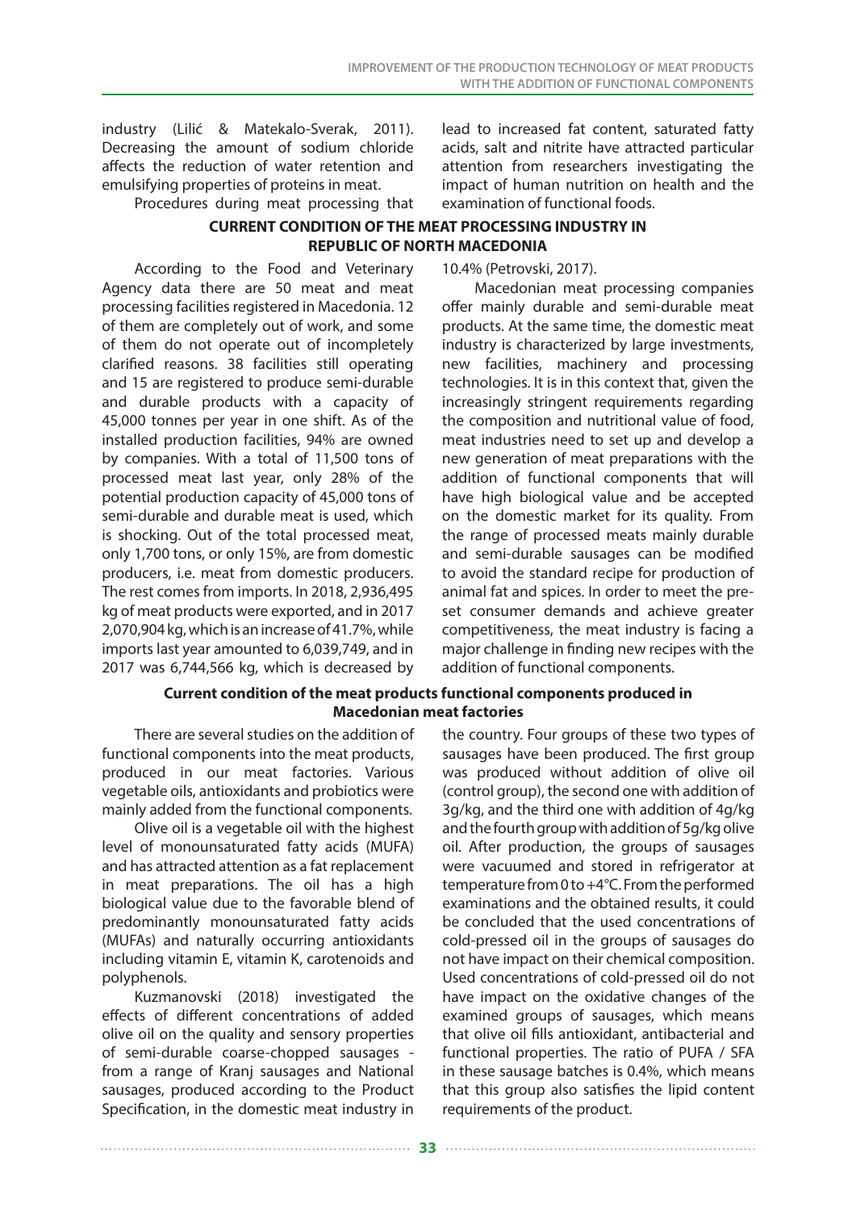industry (Lilić & Matekalo-Sverak, 2011). Decreasing the amount of sodium chloride affects the reduction of water retention and emulsifying properties of proteins in meat.

Procedures during meat processing that lead to increased fat content, saturated fatty acids, salt and nitrite have attracted particular attention from researchers investigating the impact of human nutrition on health and the examination of functional foods.

## CURRENT CONDITION OF THE MEAT PROCESSING INDUSTRY IN REPUBLIC OF NORTH MACEDONIA

According to the Food and Veterinary Agency data there are 50 meat and meat processing facilities registered in Macedonia. 12 of them are completely out of work, and some of them do not operate out of incompletely clarified reasons. 38 facilities still operating and 15 are registered to produce semi-durable and durable products with a capacity of 45,000 tonnes per year in one shift. As of the installed production facilities, 94% are owned by companies. With a total of 11,500 tons of processed meat last year, only 28% of the potential production capacity of 45,000 tons of semi-durable and durable meat is used, which is shocking. Out of the total processed meat, only 1,700 tons, or only 15%, are from domestic producers, i.e. meat from domestic producers. The rest comes from imports. In 2018, 2,936,495 kg of meat products were exported, and in 2017 2,070,904 kg, which is an increase of 41.7%, while imports last year amounted to 6,039,749, and in 2017 was 6,744,566 kg, which is decreased by 10.4% (Petrovski, 2017).

Macedonian meat processing companies offer mainly durable and semi-durable meat products. At the same time, the domestic meat industry is characterized by large investments, new facilities, machinery and processing technologies. It is in this context that, given the increasingly stringent requirements regarding the composition and nutritional value of food, meat industries need to set up and develop a new generation of meat preparations with the addition of functional components that will have high biological value and be accepted on the domestic market for its quality. From the range of processed meats mainly durable and semi-durable sausages can be modified to avoid the standard recipe for production of animal fat and spices. In order to meet the pre-set consumer demands and achieve greater competitiveness, the meat industry is facing a major challenge in finding new recipes with the addition of functional components.

### Current condition of the meat products functional components produced in Macedonian meat factories

There are several studies on the addition of functional components into the meat products, produced in our meat factories. Various vegetable oils, antioxidants and probiotics were mainly added from the functional components.

Olive oil is a vegetable oil with the highest level of monounsaturated fatty acids (MUFA) and has attracted attention as a fat replacement in meat preparations. The oil has a high biological value due to the favorable blend of predominantly monounsaturated fatty acids (MUFAs) and naturally occurring antioxidants including vitamin E, vitamin K, carotenoids and polyphenols.

Kuzmanovski (2018) investigated the effects of different concentrations of added olive oil on the quality and sensory properties of semi-durable coarse-chopped sausages - from a range of Kranj sausages and National sausages, produced according to the Product Specification, in the domestic meat industry in the country. Four groups of these two types of sausages have been produced. The first group was produced without addition of olive oil (control group), the second one with addition of 3g/kg, and the third one with addition of 4g/kg and the fourth group with addition of 5g/kg olive oil. After production, the groups of sausages were vacuumed and stored in refrigerator at temperature from 0 to +4°C. From the performed examinations and the obtained results, it could be concluded that the used concentrations of cold-pressed oil in the groups of sausages do not have impact on their chemical composition. Used concentrations of cold-pressed oil do not have impact on the oxidative changes of the examined groups of sausages, which means that olive oil fills antioxidant, antibacterial and functional properties. The ratio of PUFA / SFA in these sausage batches is 0.4%, which means that this group also satisfies the lipid content requirements of the product.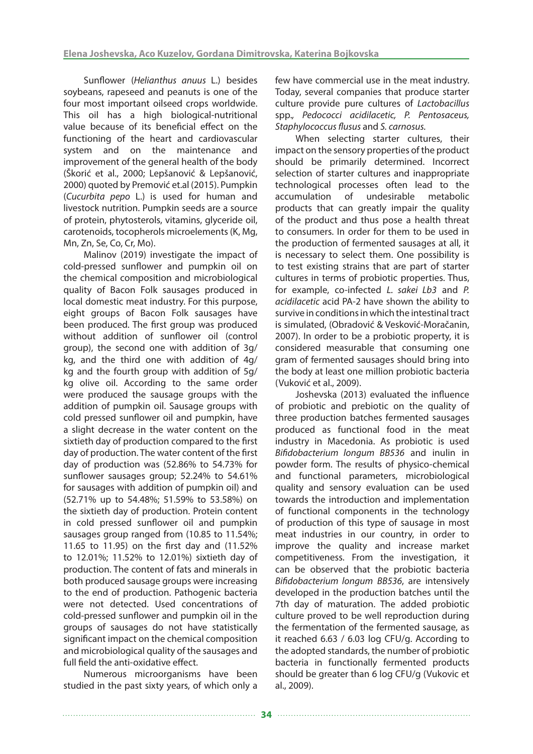Sunflower (*Helianthus anuus* L.) besides soybeans, rapeseed and peanuts is one of the four most important oilseed crops worldwide. This oil has a high biological-nutritional value because of its beneficial effect on the functioning of the heart and cardiovascular system and on the maintenance and improvement of the general health of the body (Škorić et al., 2000; Lepšanović & Lepšanović, 2000) quoted by Premović et.al (2015). Pumpkin (*Cucurbita pepo* L.) is used for human and livestock nutrition. Pumpkin seeds are a source of protein, phytosterols, vitamins, glyceride oil, carotenoids, tocopherols microelements (K, Mg, Mn, Zn, Se, Co, Cr, Mo).

Malinov (2019) investigate the impact of cold-pressed sunflower and pumpkin oil on the chemical composition and microbiological quality of Bacon Folk sausages produced in local domestic meat industry. For this purpose, eight groups of Bacon Folk sausages have been produced. The first group was produced without addition of sunflower oil (control group), the second one with addition of 3g/kg, and the third one with addition of 4g/kg and the fourth group with addition of 5g/kg olive oil. According to the same order were produced the sausage groups with the addition of pumpkin oil. Sausage groups with cold pressed sunflower oil and pumpkin, have a slight decrease in the water content on the sixtieth day of production compared to the first day of production. The water content of the first day of production was (52.86% to 54.73% for sunflower sausages group; 52.24% to 54.61% for sausages with addition of pumpkin oil) and (52.71% up to 54.48%; 51.59% to 53.58%) on the sixtieth day of production. Protein content in cold pressed sunflower oil and pumpkin sausages group ranged from (10.85 to 11.54%; 11.65 to 11.95) on the first day and (11.52% to 12.01%; 11.52% to 12.01%) sixtieth day of production. The content of fats and minerals in both produced sausage groups were increasing to the end of production. Pathogenic bacteria were not detected. Used concentrations of cold-pressed sunflower and pumpkin oil in the groups of sausages do not have statistically significant impact on the chemical composition and microbiological quality of the sausages and full field the anti-oxidative effect.

Numerous microorganisms have been studied in the past sixty years, of which only a few have commercial use in the meat industry. Today, several companies that produce starter culture provide pure cultures of *Lactobacillus* spp*., Pedococci acidilacetic, P. Pentosaceus, Staphylococcus flusus* and *S. carnosus.*

When selecting starter cultures, their impact on the sensory properties of the product should be primarily determined. Incorrect selection of starter cultures and inappropriate technological processes often lead to the accumulation of undesirable metabolic products that can greatly impair the quality of the product and thus pose a health threat to consumers. In order for them to be used in the production of fermented sausages at all, it is necessary to select them. One possibility is to test existing strains that are part of starter cultures in terms of probiotic properties. Thus, for example, co-infected *L. sakei Lb3* and *P. acidilacetic* acid PA-2 have shown the ability to survive in conditions in which the intestinal tract is simulated, (Obradović & Vesković-Moračanin, 2007). In order to be a probiotic property, it is considered measurable that consuming one gram of fermented sausages should bring into the body at least one million probiotic bacteria (Vuković et al., 2009).

Joshevska (2013) evaluated the influence of probiotic and prebiotic on the quality of three production batches fermented sausages produced as functional food in the meat industry in Macedonia. As probiotic is used *Bifidobacterium longum BB536* and inulin in powder form. The results of physico-chemical and functional parameters, microbiological quality and sensory evaluation can be used towards the introduction and implementation of functional components in the technology of production of this type of sausage in most meat industries in our country, in order to improve the quality and increase market competitiveness. From the investigation, it can be observed that the probiotic bacteria *Bifidobacterium longum BB536*, are intensively developed in the production batches until the 7th day of maturation. The added probiotic culture proved to be well reproduction during the fermentation of the fermented sausage, as it reached 6.63 / 6.03 log CFU/g. According to the adopted standards, the number of probiotic bacteria in functionally fermented products should be greater than 6 log CFU/g (Vukovic et al., 2009).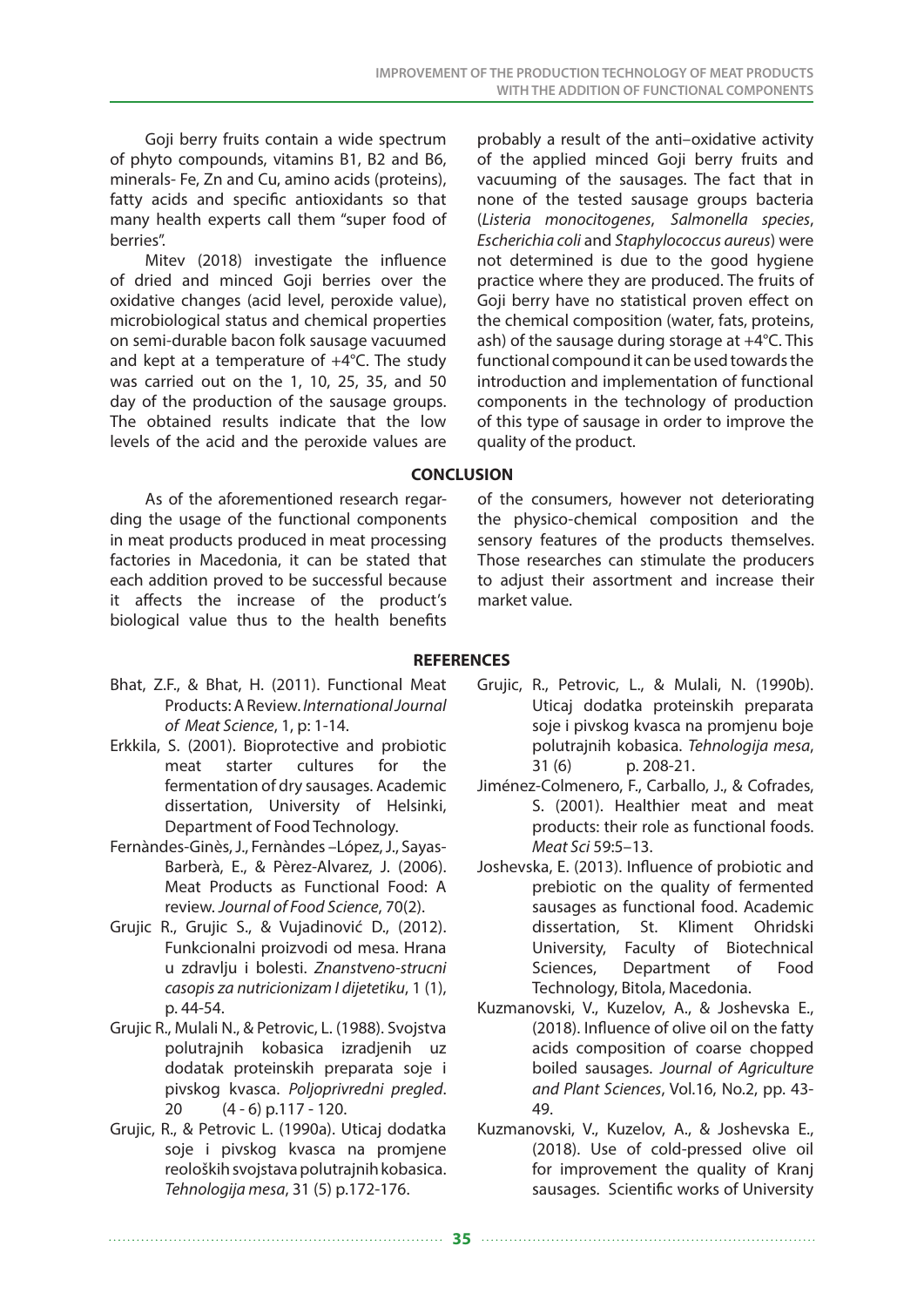Goji berry fruits contain a wide spectrum of phyto compounds, vitamins B1, B2 and B6, minerals- Fe, Zn and Cu, amino acids (proteins), fatty acids and specific antioxidants so that many health experts call them "super food of berries".

Mitev (2018) investigate the influence of dried and minced Goji berries over the oxidative changes (acid level, peroxide value), microbiological status and chemical properties on semi-durable bacon folk sausage vacuumed and kept at a temperature of +4°C. The study was carried out on the 1, 10, 25, 35, and 50 day of the production of the sausage groups. The obtained results indicate that the low levels of the acid and the peroxide values are probably a result of the anti–oxidative activity of the applied minced Goji berry fruits and vacuuming of the sausages. The fact that in none of the tested sausage groups bacteria (*Listeria monocitogenes*, *Salmonella species*, *Escherichia coli* and *Staphylococcus aureus*) were not determined is due to the good hygiene practice where they are produced. The fruits of Goji berry have no statistical proven effect on the chemical composition (water, fats, proteins, ash) of the sausage during storage at +4°C. This functional compound it can be used towards the introduction and implementation of functional components in the technology of production of this type of sausage in order to improve the quality of the product.

## CONCLUSION

As of the aforementioned research regarding the usage of the functional components in meat products produced in meat processing factories in Macedonia, it can be stated that each addition proved to be successful because it affects the increase of the product's biological value thus to the health benefits of the consumers, however not deteriorating the physico-chemical composition and the sensory features of the products themselves. Those researches can stimulate the producers to adjust their assortment and increase their market value.

## REFERENCES

Bhat, Z.F., & Bhat, H. (2011). Functional Meat Products: A Review. *International Journal of Meat Science*, 1, p: 1-14.

Erkkila, S. (2001). Bioprotective and probiotic meat starter cultures for the fermentation of dry sausages. Academic dissertation, University of Helsinki, Department of Food Technology.

Fernàndes-Ginès, J., Fernàndes –López, J., Sayas-Barberà, E., & Pèrez-Alvarez, J. (2006). Meat Products as Functional Food: A review. *Journal of Food Science*, 70(2).

Grujic R., Grujic S., & Vujadinović D., (2012). Funkcionalni proizvodi od mesa. Hrana u zdravlju i bolesti. *Znanstveno-strucni casopis za nutricionizam I dijetetiku*, 1 (1), p. 44-54.

Grujic R., Mulali N., & Petrovic, L. (1988). Svojstva polutrajnih kobasica izradjenih uz dodatak proteinskih preparata soje i pivskog kvasca. *Poljoprivredni pregled*. 20 (4 - 6) p.117 - 120.

Grujic, R., & Petrovic L. (1990a). Uticaj dodatka soje i pivskog kvasca na promjene reoloških svojstava polutrajnih kobasica. *Tehnologija mesa*, 31 (5) p.172-176.

Grujic, R., Petrovic, L., & Mulali, N. (1990b). Uticaj dodatka proteinskih preparata soje i pivskog kvasca na promjenu boje polutrajnih kobasica. *Tehnologija mesa*, 31 (6) p. 208-21.

Jiménez-Colmenero, F., Carballo, J., & Cofrades, S. (2001). Healthier meat and meat products: their role as functional foods. *Meat Sci* 59:5–13.

Joshevska, E. (2013). Influence of probiotic and prebiotic on the quality of fermented sausages as functional food. Academic dissertation, St. Kliment Ohridski University, Faculty of Biotechnical Sciences, Department of Food Technology, Bitola, Macedonia.

Kuzmanovski, V., Kuzelov, A., & Joshevska E., (2018). Influence of olive oil on the fatty acids composition of coarse chopped boiled sausages. *Journal of Agriculture and Plant Sciences*, Vol.16, No.2, pp. 43-49.

Kuzmanovski, V., Kuzelov, A., & Joshevska E., (2018). Use of cold-pressed olive oil for improvement the quality of Kranj sausages. Scientific works of University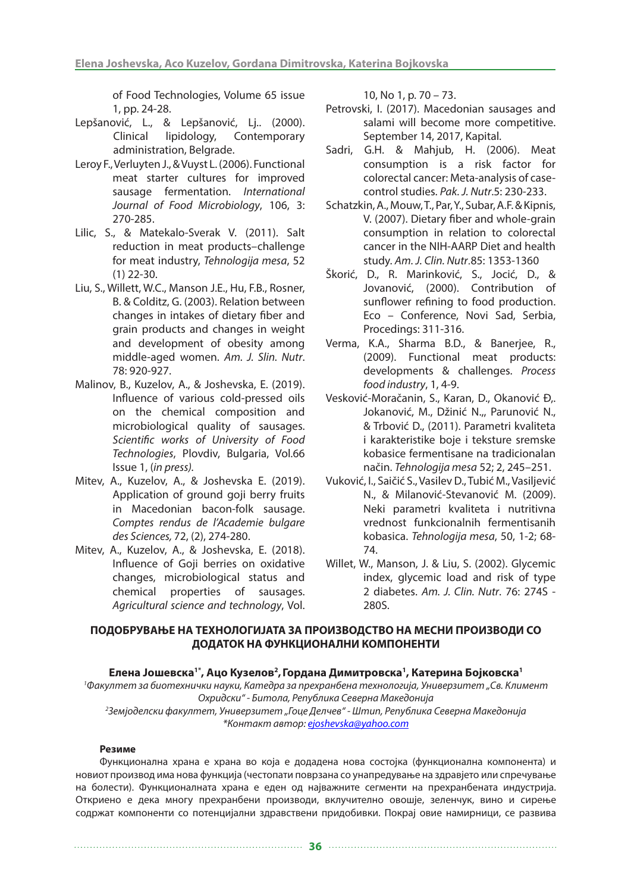of Food Technologies, Volume 65 issue 1, pp. 24-28.

Lepšanović, L., & Lepšanović, Lj.. (2000). Clinical lipidology, Contemporary administration, Belgrade.

Leroy F., Verluyten J., & Vuyst L. (2006). Functional meat starter cultures for improved sausage fermentation. *International Journal of Food Microbiology*, 106, 3: 270-285.

Lilic, S., & Matekalo-Sverak V. (2011). Salt reduction in meat products–challenge for meat industry, *Tehnologija mesa*, 52 (1) 22-30.

Liu, S., Willett, W.C., Manson J.E., Hu, F.B., Rosner, B. & Colditz, G. (2003). Relation between changes in intakes of dietary fiber and grain products and changes in weight and development of obesity among middle-aged women. *Am. J. Slin. Nutr*. 78: 920-927.

Malinov, B., Kuzelov, A., & Joshevska, E. (2019). Influence of various cold-pressed oils on the chemical composition and microbiological quality of sausages. *Scientific works of University of Food Technologies*, Plovdiv, Bulgaria, Vol.66 Issue 1, (*in press).*

Mitev, A., Kuzelov, A., & Joshevska E. (2019). Application of ground goji berry fruits in Macedonian bacon-folk sausage. *Comptes rendus de l'Academie bulgare des Sciences,* 72, (2), 274-280.

Mitev, A., Kuzelov, A., & Joshevska, E. (2018). Influence of Goji berries on oxidative changes, microbiological status and chemical properties of sausages. *Agricultural science and technology*, Vol. 10, No 1, p. 70 – 73.

Petrovski, I. (2017). Macedonian sausages and salami will become more competitive. September 14, 2017, Kapital.

Sadri, G.H. & Mahjub, H. (2006). Meat consumption is a risk factor for colorectal cancer: Meta-analysis of case-control studies. *Pak. J. Nutr*.5: 230-233.

Schatzkin, A., Mouw, T., Par, Y., Subar, A.F. & Kipnis, V. (2007). Dietary fiber and whole-grain consumption in relation to colorectal cancer in the NIH-AARP Diet and health study. *Am. J. Clin. Nutr*.85: 1353-1360

Škorić, D., R. Marinković, S., Jocić, D., & Jovanović, (2000). Contribution of sunflower refining to food production. Eco – Conference, Novi Sad, Serbia, Procedings: 311-316.

Verma, K.A., Sharma B.D., & Banerjee, R., (2009). Functional meat products: developments & challenges. *Process food industry*, 1, 4-9.

Vesković-Moračanin, S., Karan, D., Okanović Đ,. Jokanović, M., Džinić N.,, Parunović N., & Trbović D., (2011). Parametri kvaliteta i karakteristike boje i teksture sremske kobasice fermentisane na tradicionalan način. *Tehnologija mesa* 52; 2, 245–251.

Vuković, I., Saičić S., Vasilev D., Tubić M., Vasiljević N., & Milanović-Stevanović M. (2009). Neki parametri kvaliteta i nutritivna vrednost funkcionalnih fermentisanih kobasica. *Tehnologija mesa*, 50, 1-2; 68-74.

Willet, W., Manson, J. & Liu, S. (2002). Glycemic index, glycemic load and risk of type 2 diabetes. *Am. J. Clin. Nutr*. 76: 274S - 280S.

## ПОДОБРУВАЊЕ НА ТЕХНОЛОГИЈАТА ЗА ПРОИЗВОДСТВО НА МЕСНИ ПРОИЗВОДИ СО ДОДАТОК НА ФУНКЦИОНАЛНИ КОМПОНЕНТИ

**Елена Јошевска[1*], Ацо Кузелов[2], Гордана Димитровска[1], Катерина Бојковска[1]**

*[1]Факултет за биотехнички науки, Катедра за прехранбена технологија, Универзитет „Св. Климент Охридски" - Битола, Република Северна Македонија*

*[2]Земјоделски факултет, Универзитет „Гоце Делчев" - Штип, Република Северна Македонија*

*\*Контакт автор: ejoshevska@yahoo.com*

**Резиме**

Функционална храна е храна во која е додадена нова состојка (функционална компонента) и новиот производ има нова функција (честопати поврзана со унапредување на здравјето или спречување на болести). Функционалната храна е еден од најважните сегменти на прехранбената индустрија. Откриено е дека многу прехранбени производи, вклучително овошје, зеленчук, вино и сирење содржат компоненти со потенцијални здравствени придобивки. Покрај овие намирници, се развива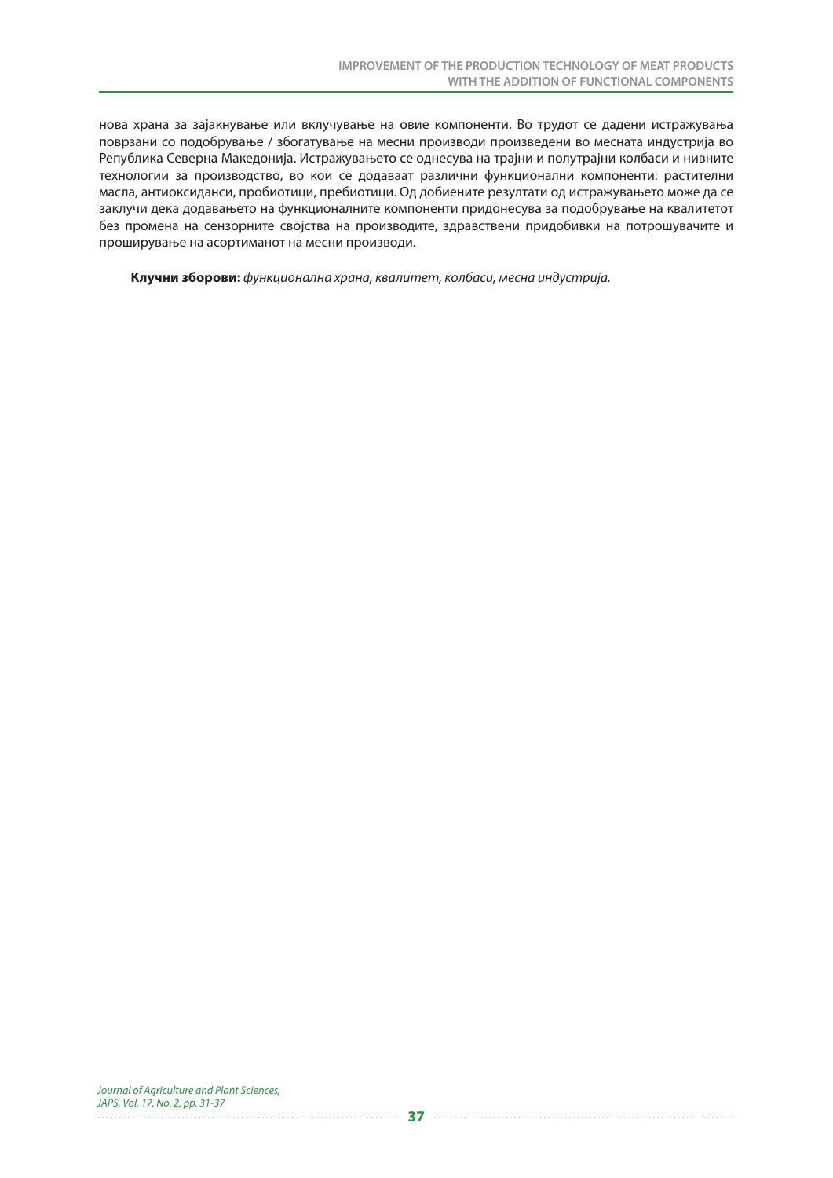нова храна за зајакнување или вклучување на овие компоненти. Во трудот се дадени истражувања поврзани со подобрување / збогатување на месни производи произведени во месната индустрија во Република Северна Македонија. Истражувањето се однесува на трајни и полутрајни колбаси и нивните технологии за производство, во кои се додаваат различни функционални компоненти: растителни масла, антиоксиданси, пробиотици, пребиотици. Од добиените резултати од истражувањето може да се заклучи дека додавањето на функционалните компоненти придонесува за подобрување на квалитетот без промена на сензорните својства на производите, здравствени придобивки на потрошувачите и проширување на асортиманот на месни производи.

**Клучни зборови:** *функционална храна, квалитет, колбаси, месна индустрија.*